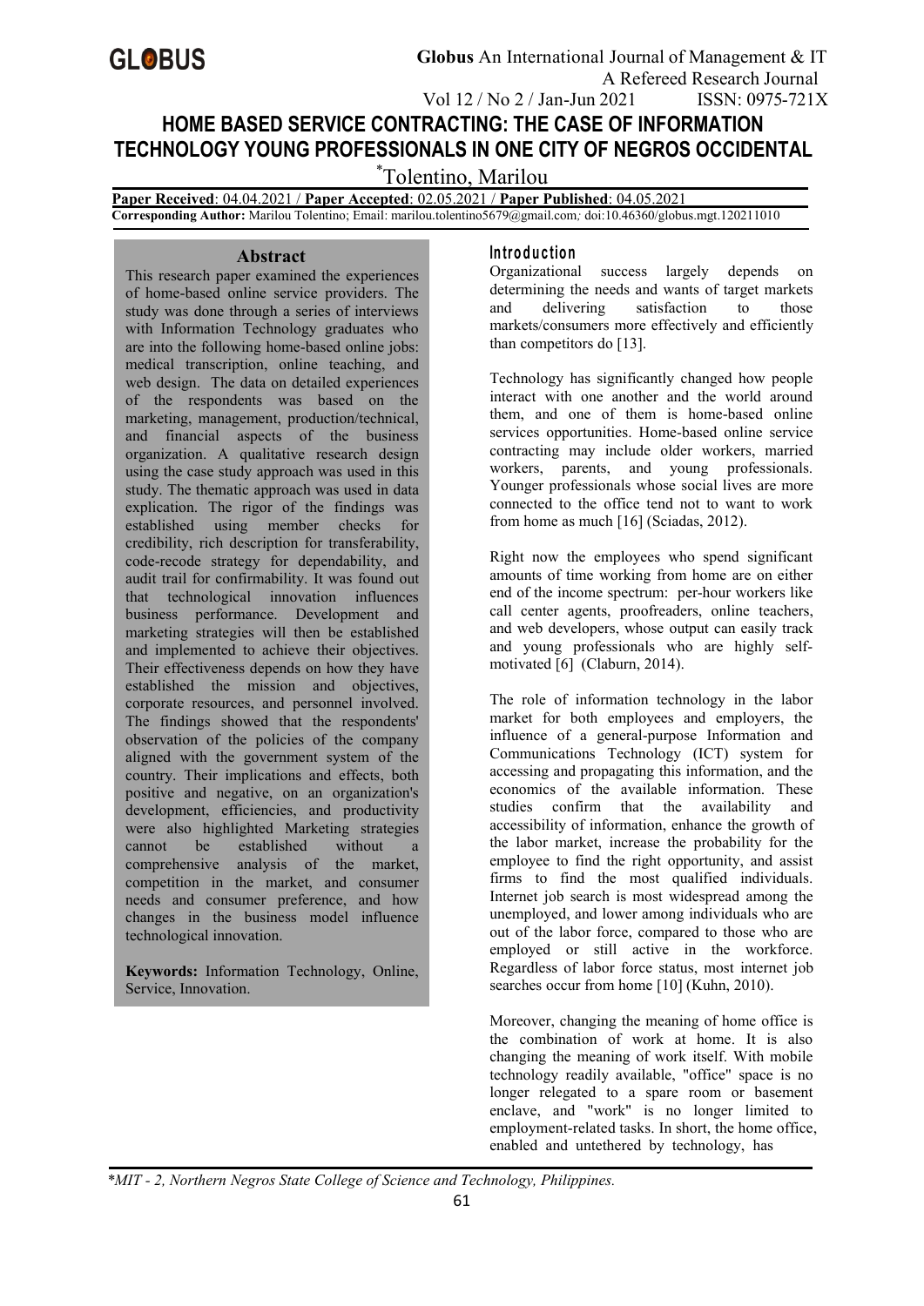# HOME BASED SERVICE CONTRACTING: THE CASE OF INFORMATION TECHNOLOGY YOUNG PROFESSIONALS IN ONE CITY OF NEGROS OCCIDENTAL

*Tolentino, Marilou

**Paper Received**: 04.04.2021 / **Paper Accepted**: 02.05.2021 / **Paper Published**: 04.05.2021
**Corresponding Author:** Marilou Tolentino; Email: marilou.tolentino5679@gmail.com; doi:10.46360/globus.mgt.120211010

## Abstract

This research paper examined the experiences of home-based online service providers. The study was done through a series of interviews with Information Technology graduates who are into the following home-based online jobs: medical transcription, online teaching, and web design. The data on detailed experiences of the respondents was based on the marketing, management, production/technical, and financial aspects of the business organization. A qualitative research design using the case study approach was used in this study. The thematic approach was used in data explication. The rigor of the findings was established using member checks for credibility, rich description for transferability, code-recode strategy for dependability, and audit trail for confirmability. It was found out that technological innovation influences business performance. Development and marketing strategies will then be established and implemented to achieve their objectives. Their effectiveness depends on how they have established the mission and objectives, corporate resources, and personnel involved. The findings showed that the respondents' observation of the policies of the company aligned with the government system of the country. Their implications and effects, both positive and negative, on an organization's development, efficiencies, and productivity were also highlighted Marketing strategies cannot be established without a comprehensive analysis of the market, competition in the market, and consumer needs and consumer preference, and how changes in the business model influence technological innovation.

**Keywords:** Information Technology, Online, Service, Innovation.

## Introduction

Organizational success largely depends on determining the needs and wants of target markets and delivering satisfaction to those markets/consumers more effectively and efficiently than competitors do [13].

Technology has significantly changed how people interact with one another and the world around them, and one of them is home-based online services opportunities. Home-based online service contracting may include older workers, married workers, parents, and young professionals. Younger professionals whose social lives are more connected to the office tend not to want to work from home as much [16] (Sciadas, 2012).

Right now the employees who spend significant amounts of time working from home are on either end of the income spectrum: per-hour workers like call center agents, proofreaders, online teachers, and web developers, whose output can easily track and young professionals who are highly self-motivated [6] (Claburn, 2014).

The role of information technology in the labor market for both employees and employers, the influence of a general-purpose Information and Communications Technology (ICT) system for accessing and propagating this information, and the economics of the available information. These studies confirm that the availability and accessibility of information, enhance the growth of the labor market, increase the probability for the employee to find the right opportunity, and assist firms to find the most qualified individuals. Internet job search is most widespread among the unemployed, and lower among individuals who are out of the labor force, compared to those who are employed or still active in the workforce. Regardless of labor force status, most internet job searches occur from home [10] (Kuhn, 2010).

Moreover, changing the meaning of home office is the combination of work at home. It is also changing the meaning of work itself. With mobile technology readily available, "office" space is no longer relegated to a spare room or basement enclave, and "work" is no longer limited to employment-related tasks. In short, the home office, enabled and untethered by technology, has

*MIT - 2, Northern Negros State College of Science and Technology, Philippines.*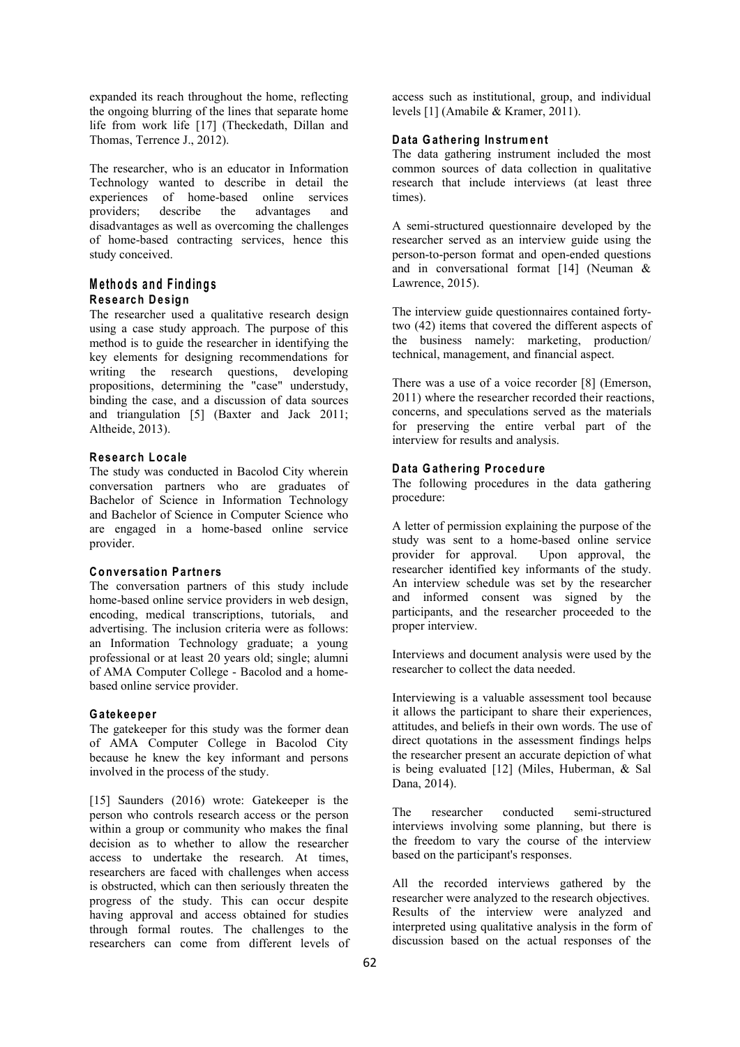expanded its reach throughout the home, reflecting the ongoing blurring of the lines that separate home life from work life [17] (Theckedath, Dillan and Thomas, Terrence J., 2012).

The researcher, who is an educator in Information Technology wanted to describe in detail the experiences of home-based online services providers; describe the advantages and disadvantages as well as overcoming the challenges of home-based contracting services, hence this study conceived.

## Methods and Findings

### Research Design

The researcher used a qualitative research design using a case study approach. The purpose of this method is to guide the researcher in identifying the key elements for designing recommendations for writing the research questions, developing propositions, determining the "case" understudy, binding the case, and a discussion of data sources and triangulation [5] (Baxter and Jack 2011; Altheide, 2013).

### Research Locale

The study was conducted in Bacolod City wherein conversation partners who are graduates of Bachelor of Science in Information Technology and Bachelor of Science in Computer Science who are engaged in a home-based online service provider.

### Conversation Partners

The conversation partners of this study include home-based online service providers in web design, encoding, medical transcriptions, tutorials, and advertising. The inclusion criteria were as follows: an Information Technology graduate; a young professional or at least 20 years old; single; alumni of AMA Computer College - Bacolod and a home-based online service provider.

### Gatekeeper

The gatekeeper for this study was the former dean of AMA Computer College in Bacolod City because he knew the key informant and persons involved in the process of the study.

[15] Saunders (2016) wrote: Gatekeeper is the person who controls research access or the person within a group or community who makes the final decision as to whether to allow the researcher access to undertake the research. At times, researchers are faced with challenges when access is obstructed, which can then seriously threaten the progress of the study. This can occur despite having approval and access obtained for studies through formal routes. The challenges to the researchers can come from different levels of access such as institutional, group, and individual levels [1] (Amabile & Kramer, 2011).

### Data Gathering Instrument

The data gathering instrument included the most common sources of data collection in qualitative research that include interviews (at least three times).

A semi-structured questionnaire developed by the researcher served as an interview guide using the person-to-person format and open-ended questions and in conversational format [14] (Neuman & Lawrence, 2015).

The interview guide questionnaires contained forty-two (42) items that covered the different aspects of the business namely: marketing, production/ technical, management, and financial aspect.

There was a use of a voice recorder [8] (Emerson, 2011) where the researcher recorded their reactions, concerns, and speculations served as the materials for preserving the entire verbal part of the interview for results and analysis.

### Data Gathering Procedure

The following procedures in the data gathering procedure:

A letter of permission explaining the purpose of the study was sent to a home-based online service provider for approval. Upon approval, the researcher identified key informants of the study. An interview schedule was set by the researcher and informed consent was signed by the participants, and the researcher proceeded to the proper interview.

Interviews and document analysis were used by the researcher to collect the data needed.

Interviewing is a valuable assessment tool because it allows the participant to share their experiences, attitudes, and beliefs in their own words. The use of direct quotations in the assessment findings helps the researcher present an accurate depiction of what is being evaluated [12] (Miles, Huberman, & Sal Dana, 2014).

The researcher conducted semi-structured interviews involving some planning, but there is the freedom to vary the course of the interview based on the participant's responses.

All the recorded interviews gathered by the researcher were analyzed to the research objectives. Results of the interview were analyzed and interpreted using qualitative analysis in the form of discussion based on the actual responses of the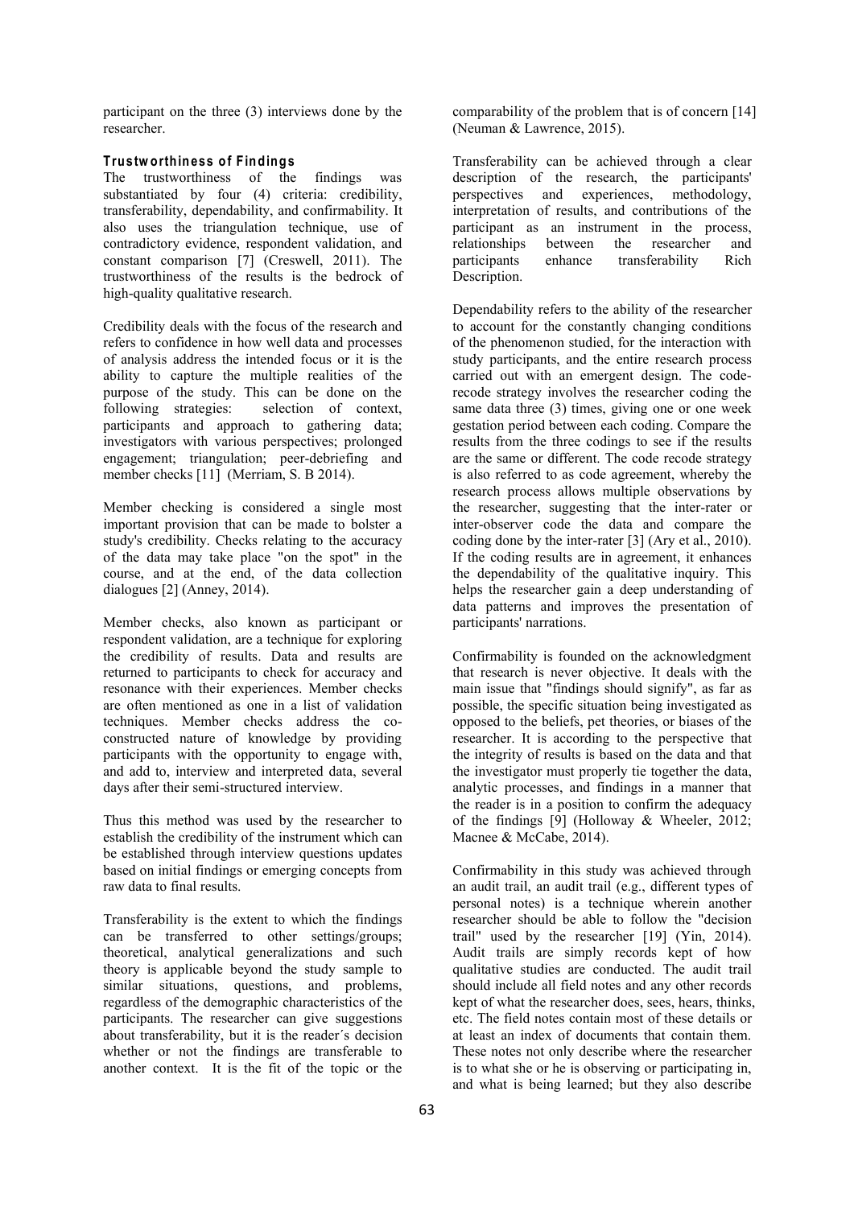participant on the three (3) interviews done by the researcher.

### Trustworthiness of Findings

The trustworthiness of the findings was substantiated by four (4) criteria: credibility, transferability, dependability, and confirmability. It also uses the triangulation technique, use of contradictory evidence, respondent validation, and constant comparison [7] (Creswell, 2011). The trustworthiness of the results is the bedrock of high-quality qualitative research.

Credibility deals with the focus of the research and refers to confidence in how well data and processes of analysis address the intended focus or it is the ability to capture the multiple realities of the purpose of the study. This can be done on the following strategies: selection of context, participants and approach to gathering data; investigators with various perspectives; prolonged engagement; triangulation; peer-debriefing and member checks [11] (Merriam, S. B 2014).

Member checking is considered a single most important provision that can be made to bolster a study's credibility. Checks relating to the accuracy of the data may take place "on the spot" in the course, and at the end, of the data collection dialogues [2] (Anney, 2014).

Member checks, also known as participant or respondent validation, are a technique for exploring the credibility of results. Data and results are returned to participants to check for accuracy and resonance with their experiences. Member checks are often mentioned as one in a list of validation techniques. Member checks address the co-constructed nature of knowledge by providing participants with the opportunity to engage with, and add to, interview and interpreted data, several days after their semi-structured interview.

Thus this method was used by the researcher to establish the credibility of the instrument which can be established through interview questions updates based on initial findings or emerging concepts from raw data to final results.

Transferability is the extent to which the findings can be transferred to other settings/groups; theoretical, analytical generalizations and such theory is applicable beyond the study sample to similar situations, questions, and problems, regardless of the demographic characteristics of the participants. The researcher can give suggestions about transferability, but it is the reader´s decision whether or not the findings are transferable to another context. It is the fit of the topic or the comparability of the problem that is of concern [14] (Neuman & Lawrence, 2015).

Transferability can be achieved through a clear description of the research, the participants' perspectives and experiences, methodology, interpretation of results, and contributions of the participant as an instrument in the process, relationships between the researcher and participants enhance transferability Rich Description.

Dependability refers to the ability of the researcher to account for the constantly changing conditions of the phenomenon studied, for the interaction with study participants, and the entire research process carried out with an emergent design. The code-recode strategy involves the researcher coding the same data three (3) times, giving one or one week gestation period between each coding. Compare the results from the three codings to see if the results are the same or different. The code recode strategy is also referred to as code agreement, whereby the research process allows multiple observations by the researcher, suggesting that the inter-rater or inter-observer code the data and compare the coding done by the inter-rater [3] (Ary et al., 2010). If the coding results are in agreement, it enhances the dependability of the qualitative inquiry. This helps the researcher gain a deep understanding of data patterns and improves the presentation of participants' narrations.

Confirmability is founded on the acknowledgment that research is never objective. It deals with the main issue that "findings should signify", as far as possible, the specific situation being investigated as opposed to the beliefs, pet theories, or biases of the researcher. It is according to the perspective that the integrity of results is based on the data and that the investigator must properly tie together the data, analytic processes, and findings in a manner that the reader is in a position to confirm the adequacy of the findings [9] (Holloway & Wheeler, 2012; Macnee & McCabe, 2014).

Confirmability in this study was achieved through an audit trail, an audit trail (e.g., different types of personal notes) is a technique wherein another researcher should be able to follow the "decision trail" used by the researcher [19] (Yin, 2014). Audit trails are simply records kept of how qualitative studies are conducted. The audit trail should include all field notes and any other records kept of what the researcher does, sees, hears, thinks, etc. The field notes contain most of these details or at least an index of documents that contain them. These notes not only describe where the researcher is to what she or he is observing or participating in, and what is being learned; but they also describe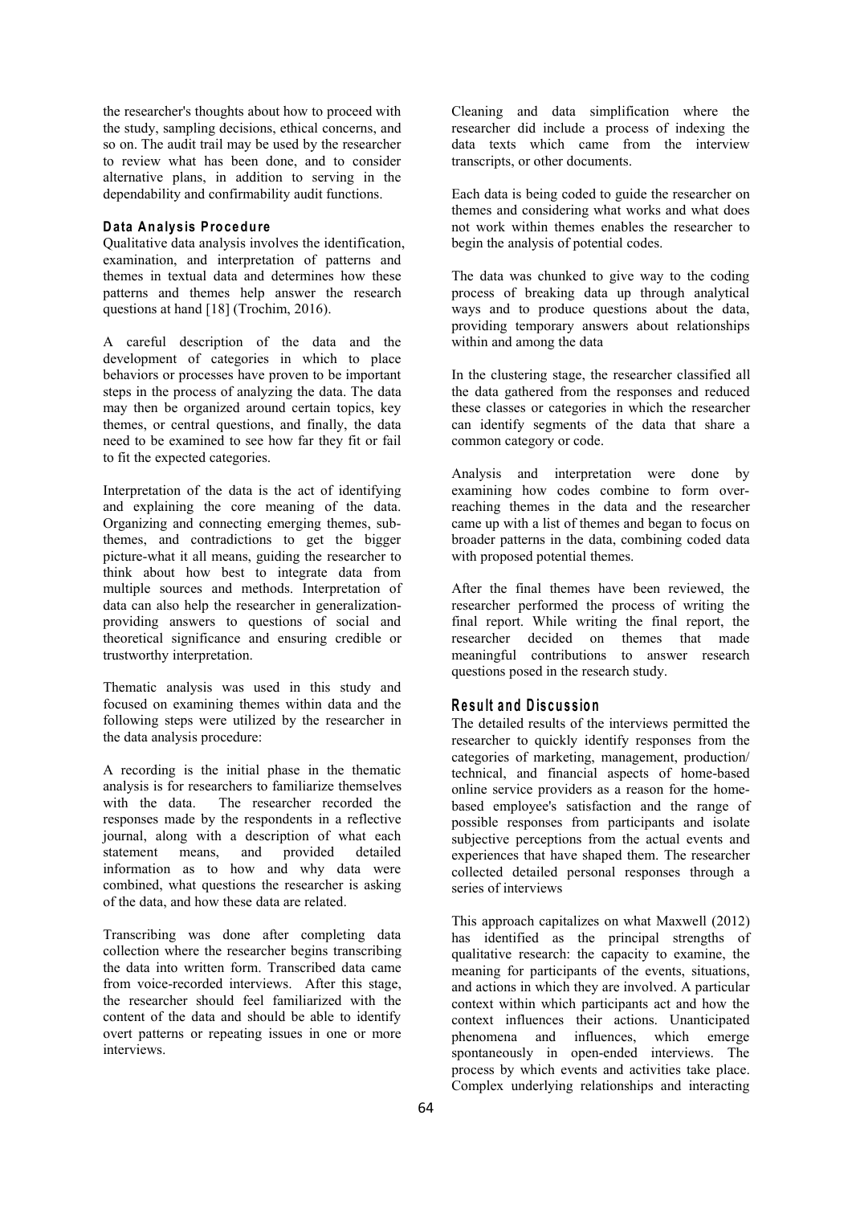the researcher's thoughts about how to proceed with the study, sampling decisions, ethical concerns, and so on. The audit trail may be used by the researcher to review what has been done, and to consider alternative plans, in addition to serving in the dependability and confirmability audit functions.

### Data Analysis Procedure

Qualitative data analysis involves the identification, examination, and interpretation of patterns and themes in textual data and determines how these patterns and themes help answer the research questions at hand [18] (Trochim, 2016).

A careful description of the data and the development of categories in which to place behaviors or processes have proven to be important steps in the process of analyzing the data. The data may then be organized around certain topics, key themes, or central questions, and finally, the data need to be examined to see how far they fit or fail to fit the expected categories.

Interpretation of the data is the act of identifying and explaining the core meaning of the data. Organizing and connecting emerging themes, sub-themes, and contradictions to get the bigger picture-what it all means, guiding the researcher to think about how best to integrate data from multiple sources and methods. Interpretation of data can also help the researcher in generalization-providing answers to questions of social and theoretical significance and ensuring credible or trustworthy interpretation.

Thematic analysis was used in this study and focused on examining themes within data and the following steps were utilized by the researcher in the data analysis procedure:

A recording is the initial phase in the thematic analysis is for researchers to familiarize themselves with the data. The researcher recorded the responses made by the respondents in a reflective journal, along with a description of what each statement means, and provided detailed information as to how and why data were combined, what questions the researcher is asking of the data, and how these data are related.

Transcribing was done after completing data collection where the researcher begins transcribing the data into written form. Transcribed data came from voice-recorded interviews. After this stage, the researcher should feel familiarized with the content of the data and should be able to identify overt patterns or repeating issues in one or more interviews.

Cleaning and data simplification where the researcher did include a process of indexing the data texts which came from the interview transcripts, or other documents.

Each data is being coded to guide the researcher on themes and considering what works and what does not work within themes enables the researcher to begin the analysis of potential codes.

The data was chunked to give way to the coding process of breaking data up through analytical ways and to produce questions about the data, providing temporary answers about relationships within and among the data

In the clustering stage, the researcher classified all the data gathered from the responses and reduced these classes or categories in which the researcher can identify segments of the data that share a common category or code.

Analysis and interpretation were done by examining how codes combine to form over-reaching themes in the data and the researcher came up with a list of themes and began to focus on broader patterns in the data, combining coded data with proposed potential themes.

After the final themes have been reviewed, the researcher performed the process of writing the final report. While writing the final report, the researcher decided on themes that made meaningful contributions to answer research questions posed in the research study.

## Result and Discussion

The detailed results of the interviews permitted the researcher to quickly identify responses from the categories of marketing, management, production/ technical, and financial aspects of home-based online service providers as a reason for the home-based employee's satisfaction and the range of possible responses from participants and isolate subjective perceptions from the actual events and experiences that have shaped them. The researcher collected detailed personal responses through a series of interviews

This approach capitalizes on what Maxwell (2012) has identified as the principal strengths of qualitative research: the capacity to examine, the meaning for participants of the events, situations, and actions in which they are involved. A particular context within which participants act and how the context influences their actions. Unanticipated phenomena and influences, which emerge spontaneously in open-ended interviews. The process by which events and activities take place. Complex underlying relationships and interacting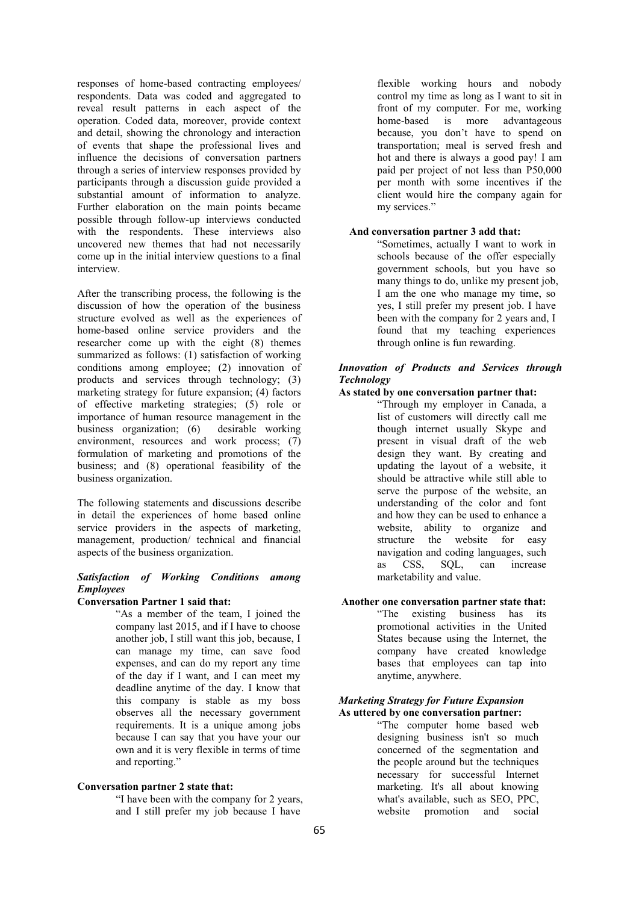responses of home-based contracting employees/ respondents. Data was coded and aggregated to reveal result patterns in each aspect of the operation. Coded data, moreover, provide context and detail, showing the chronology and interaction of events that shape the professional lives and influence the decisions of conversation partners through a series of interview responses provided by participants through a discussion guide provided a substantial amount of information to analyze. Further elaboration on the main points became possible through follow-up interviews conducted with the respondents. These interviews also uncovered new themes that had not necessarily come up in the initial interview questions to a final interview.

After the transcribing process, the following is the discussion of how the operation of the business structure evolved as well as the experiences of home-based online service providers and the researcher come up with the eight (8) themes summarized as follows: (1) satisfaction of working conditions among employee; (2) innovation of products and services through technology; (3) marketing strategy for future expansion; (4) factors of effective marketing strategies; (5) role or importance of human resource management in the business organization; (6) desirable working environment, resources and work process; (7) formulation of marketing and promotions of the business; and (8) operational feasibility of the business organization.

The following statements and discussions describe in detail the experiences of home based online service providers in the aspects of marketing, management, production/ technical and financial aspects of the business organization.

***Satisfaction of Working Conditions among Employees***

**Conversation Partner 1 said that:**

> "As a member of the team, I joined the company last 2015, and if I have to choose another job, I still want this job, because, I can manage my time, can save food expenses, and can do my report any time of the day if I want, and I can meet my deadline anytime of the day. I know that this company is stable as my boss observes all the necessary government requirements. It is a unique among jobs because I can say that you have your our own and it is very flexible in terms of time and reporting."

**Conversation partner 2 state that:**

> "I have been with the company for 2 years, and I still prefer my job because I have flexible working hours and nobody control my time as long as I want to sit in front of my computer. For me, working home-based is more advantageous because, you don't have to spend on transportation; meal is served fresh and hot and there is always a good pay! I am paid per project of not less than P50,000 per month with some incentives if the client would hire the company again for my services."

**And conversation partner 3 add that:**

> "Sometimes, actually I want to work in schools because of the offer especially government schools, but you have so many things to do, unlike my present job, I am the one who manage my time, so yes, I still prefer my present job. I have been with the company for 2 years and, I found that my teaching experiences through online is fun rewarding.

***Innovation of Products and Services through Technology***

**As stated by one conversation partner that:**

> "Through my employer in Canada, a list of customers will directly call me though internet usually Skype and present in visual draft of the web design they want. By creating and updating the layout of a website, it should be attractive while still able to serve the purpose of the website, an understanding of the color and font and how they can be used to enhance a website, ability to organize and structure the website for easy navigation and coding languages, such as CSS, SQL, can increase marketability and value.

**Another one conversation partner state that:**

> "The existing business has its promotional activities in the United States because using the Internet, the company have created knowledge bases that employees can tap into anytime, anywhere.

***Marketing Strategy for Future Expansion***

**As uttered by one conversation partner:**

> "The computer home based web designing business isn't so much concerned of the segmentation and the people around but the techniques necessary for successful Internet marketing. It's all about knowing what's available, such as SEO, PPC, website promotion and social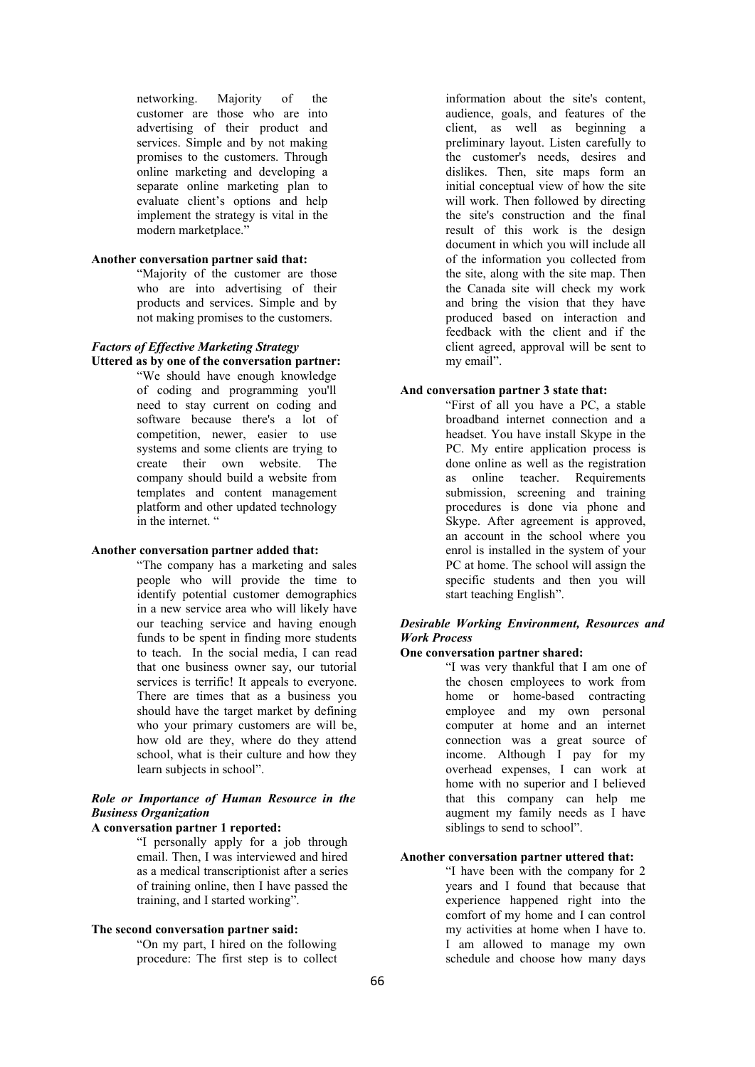networking. Majority of the customer are those who are into advertising of their product and services. Simple and by not making promises to the customers. Through online marketing and developing a separate online marketing plan to evaluate client's options and help implement the strategy is vital in the modern marketplace."

**Another conversation partner said that:**

> "Majority of the customer are those who are into advertising of their products and services. Simple and by not making promises to the customers.

***Factors of Effective Marketing Strategy***

**Uttered as by one of the conversation partner:**

> "We should have enough knowledge of coding and programming you'll need to stay current on coding and software because there's a lot of competition, newer, easier to use systems and some clients are trying to create their own website. The company should build a website from templates and content management platform and other updated technology in the internet. "

**Another conversation partner added that:**

> "The company has a marketing and sales people who will provide the time to identify potential customer demographics in a new service area who will likely have our teaching service and having enough funds to be spent in finding more students to teach. In the social media, I can read that one business owner say, our tutorial services is terrific! It appeals to everyone. There are times that as a business you should have the target market by defining who your primary customers are will be, how old are they, where do they attend school, what is their culture and how they learn subjects in school".

***Role or Importance of Human Resource in the Business Organization***

**A conversation partner 1 reported:**

> "I personally apply for a job through email. Then, I was interviewed and hired as a medical transcriptionist after a series of training online, then I have passed the training, and I started working".

**The second conversation partner said:**

> "On my part, I hired on the following procedure: The first step is to collect information about the site's content, audience, goals, and features of the client, as well as beginning a preliminary layout. Listen carefully to the customer's needs, desires and dislikes. Then, site maps form an initial conceptual view of how the site will work. Then followed by directing the site's construction and the final result of this work is the design document in which you will include all of the information you collected from the site, along with the site map. Then the Canada site will check my work and bring the vision that they have produced based on interaction and feedback with the client and if the client agreed, approval will be sent to my email".

**And conversation partner 3 state that:**

> "First of all you have a PC, a stable broadband internet connection and a headset. You have install Skype in the PC. My entire application process is done online as well as the registration as online teacher. Requirements submission, screening and training procedures is done via phone and Skype. After agreement is approved, an account in the school where you enrol is installed in the system of your PC at home. The school will assign the specific students and then you will start teaching English".

***Desirable Working Environment, Resources and Work Process***

**One conversation partner shared:**

> "I was very thankful that I am one of the chosen employees to work from home or home-based contracting employee and my own personal computer at home and an internet connection was a great source of income. Although I pay for my overhead expenses, I can work at home with no superior and I believed that this company can help me augment my family needs as I have siblings to send to school".

**Another conversation partner uttered that:**

> "I have been with the company for 2 years and I found that because that experience happened right into the comfort of my home and I can control my activities at home when I have to. I am allowed to manage my own schedule and choose how many days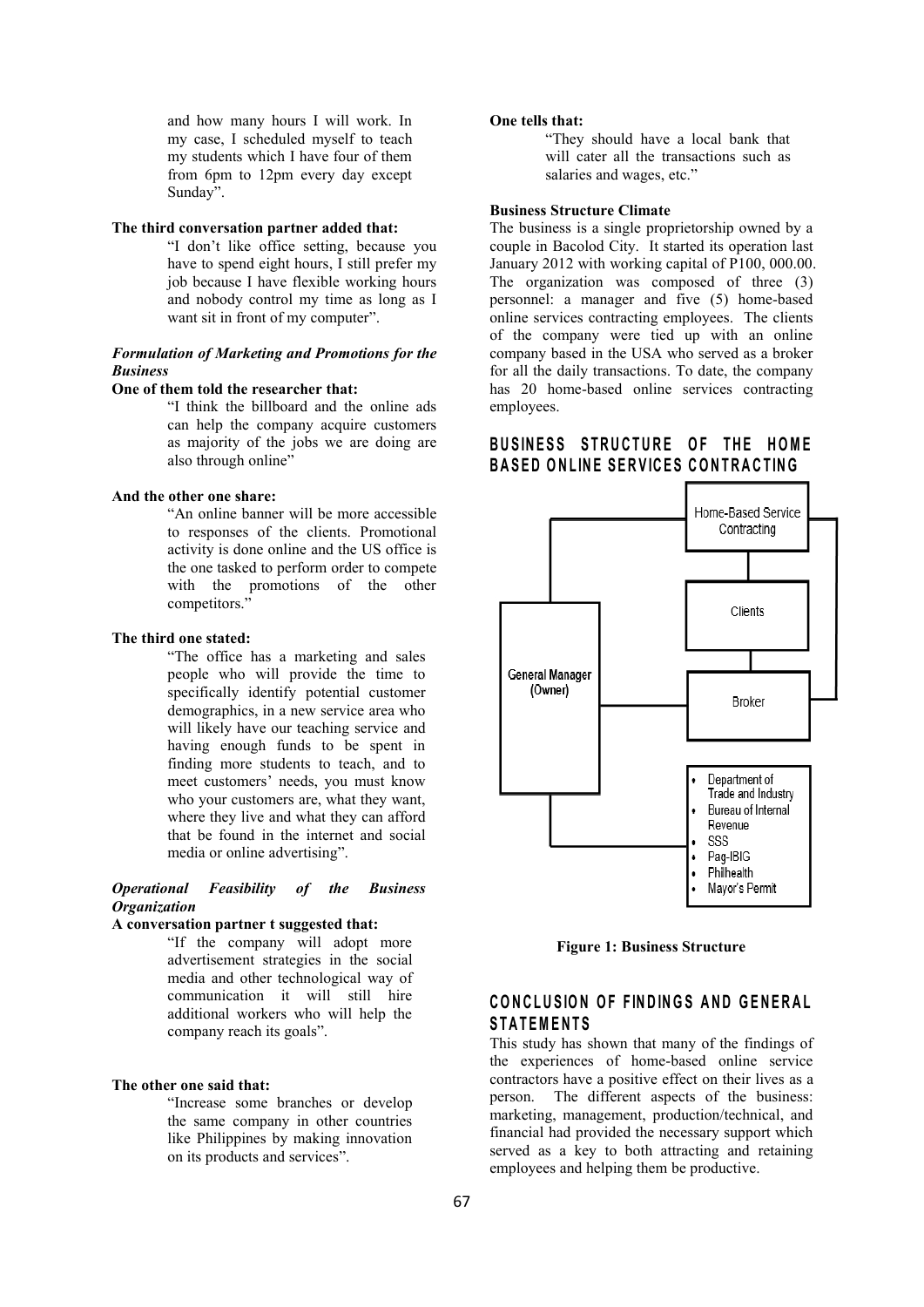and how many hours I will work. In my case, I scheduled myself to teach my students which I have four of them from 6pm to 12pm every day except Sunday".

**The third conversation partner added that:**

> "I don't like office setting, because you have to spend eight hours, I still prefer my job because I have flexible working hours and nobody control my time as long as I want sit in front of my computer".

***Formulation of Marketing and Promotions for the Business***

**One of them told the researcher that:**

> "I think the billboard and the online ads can help the company acquire customers as majority of the jobs we are doing are also through online"

**And the other one share:**

> "An online banner will be more accessible to responses of the clients. Promotional activity is done online and the US office is the one tasked to perform order to compete with the promotions of the other competitors."

**The third one stated:**

> "The office has a marketing and sales people who will provide the time to specifically identify potential customer demographics, in a new service area who will likely have our teaching service and having enough funds to be spent in finding more students to teach, and to meet customers' needs, you must know who your customers are, what they want, where they live and what they can afford that be found in the internet and social media or online advertising".

***Operational Feasibility of the Business Organization***

**A conversation partner t suggested that:**

> "If the company will adopt more advertisement strategies in the social media and other technological way of communication it will still hire additional workers who will help the company reach its goals".

**The other one said that:**

> "Increase some branches or develop the same company in other countries like Philippines by making innovation on its products and services".

**One tells that:**

> "They should have a local bank that will cater all the transactions such as salaries and wages, etc."

**Business Structure Climate**

The business is a single proprietorship owned by a couple in Bacolod City. It started its operation last January 2012 with working capital of P100, 000.00. The organization was composed of three (3) personnel: a manager and five (5) home-based online services contracting employees. The clients of the company were tied up with an online company based in the USA who served as a broker for all the daily transactions. To date, the company has 20 home-based online services contracting employees.

## BUSINESS STRUCTURE OF THE HOME BASED ONLINE SERVICES CONTRACTING

General Manager (Owner)

Home-Based Service Contracting

Clients

Broker

- Department of Trade and Industry
- Bureau of Internal Revenue
- SSS
- Pag-IBIG
- Philhealth
- Mayor's Permit

**Figure 1: Business Structure**

## CONCLUSION OF FINDINGS AND GENERAL STATEMENTS

This study has shown that many of the findings of the experiences of home-based online service contractors have a positive effect on their lives as a person. The different aspects of the business: marketing, management, production/technical, and financial had provided the necessary support which served as a key to both attracting and retaining employees and helping them be productive.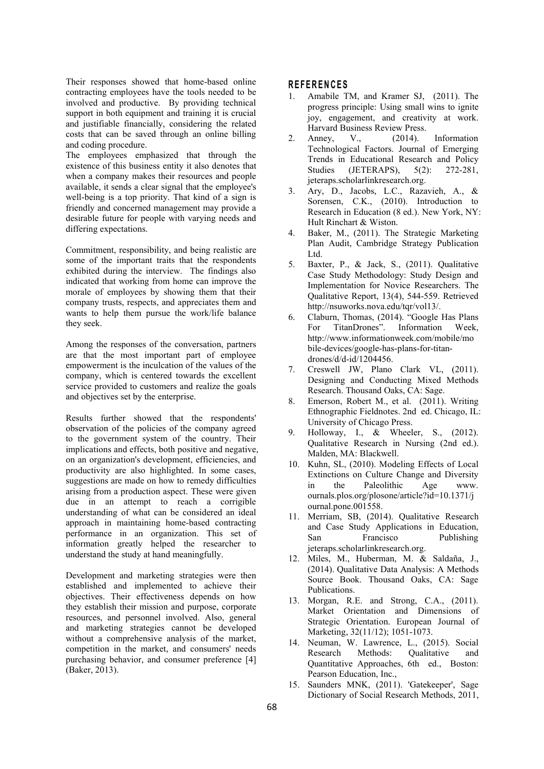Their responses showed that home-based online contracting employees have the tools needed to be involved and productive. By providing technical support in both equipment and training it is crucial and justifiable financially, considering the related costs that can be saved through an online billing and coding procedure.

The employees emphasized that through the existence of this business entity it also denotes that when a company makes their resources and people available, it sends a clear signal that the employee's well-being is a top priority. That kind of a sign is friendly and concerned management may provide a desirable future for people with varying needs and differing expectations.

Commitment, responsibility, and being realistic are some of the important traits that the respondents exhibited during the interview. The findings also indicated that working from home can improve the morale of employees by showing them that their company trusts, respects, and appreciates them and wants to help them pursue the work/life balance they seek.

Among the responses of the conversation, partners are that the most important part of employee empowerment is the inculcation of the values of the company, which is centered towards the excellent service provided to customers and realize the goals and objectives set by the enterprise.

Results further showed that the respondents' observation of the policies of the company agreed to the government system of the country. Their implications and effects, both positive and negative, on an organization's development, efficiencies, and productivity are also highlighted. In some cases, suggestions are made on how to remedy difficulties arising from a production aspect. These were given due in an attempt to reach a corrigible understanding of what can be considered an ideal approach in maintaining home-based contracting performance in an organization. This set of information greatly helped the researcher to understand the study at hand meaningfully.

Development and marketing strategies were then established and implemented to achieve their objectives. Their effectiveness depends on how they establish their mission and purpose, corporate resources, and personnel involved. Also, general and marketing strategies cannot be developed without a comprehensive analysis of the market, competition in the market, and consumers' needs purchasing behavior, and consumer preference [4] (Baker, 2013).

## REFERENCES

1. Amabile TM, and Kramer SJ, (2011). The progress principle: Using small wins to ignite joy, engagement, and creativity at work. Harvard Business Review Press.
2. Anney, V., (2014). Information Technological Factors. Journal of Emerging Trends in Educational Research and Policy Studies (JETERAPS), 5(2): 272-281, jeteraps.scholarlinkresearch.org.
3. Ary, D., Jacobs, L.C., Razavieh, A., & Sorensen, C.K., (2010). Introduction to Research in Education (8 ed.). New York, NY: Hult Rinchart & Wiston.
4. Baker, M., (2011). The Strategic Marketing Plan Audit, Cambridge Strategy Publication Ltd.
5. Baxter, P., & Jack, S., (2011). Qualitative Case Study Methodology: Study Design and Implementation for Novice Researchers. The Qualitative Report, 13(4), 544-559. Retrieved http://nsuworks.nova.edu/tqr/vol13/.
6. Claburn, Thomas, (2014). "Google Has Plans For TitanDrones". Information Week, http://www.informationweek.com/mobile/mobile-devices/google-has-plans-for-titan-drones/d/d-id/1204456.
7. Creswell JW, Plano Clark VL, (2011). Designing and Conducting Mixed Methods Research. Thousand Oaks, CA: Sage.
8. Emerson, Robert M., et al. (2011). Writing Ethnographic Fieldnotes. 2nd ed. Chicago, IL: University of Chicago Press.
9. Holloway, I., & Wheeler, S., (2012). Qualitative Research in Nursing (2nd ed.). Malden, MA: Blackwell.
10. Kuhn, SL, (2010). Modeling Effects of Local Extinctions on Culture Change and Diversity in the Paleolithic Age www.ournals.plos.org/plosone/article?id=10.1371/journal.pone.001558.
11. Merriam, SB, (2014). Qualitative Research and Case Study Applications in Education, San Francisco Publishing jeteraps.scholarlinkresearch.org.
12. Miles, M., Huberman, M. & Saldaña, J., (2014). Qualitative Data Analysis: A Methods Source Book. Thousand Oaks, CA: Sage Publications.
13. Morgan, R.E. and Strong, C.A., (2011). Market Orientation and Dimensions of Strategic Orientation. European Journal of Marketing, 32(11/12); 1051-1073.
14. Neuman, W. Lawrence, L., (2015). Social Research Methods: Qualitative and Quantitative Approaches, 6th ed., Boston: Pearson Education, Inc.,
15. Saunders MNK, (2011). 'Gatekeeper', Sage Dictionary of Social Research Methods, 2011,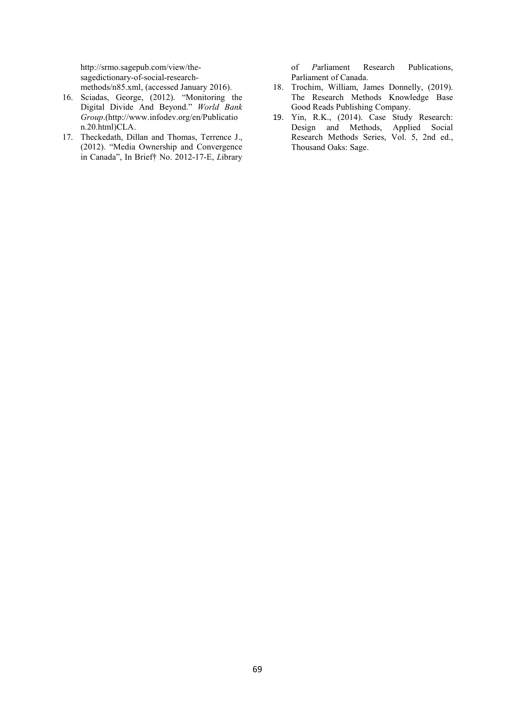http://srmo.sagepub.com/view/the-sagedictionary-of-social-research-methods/n85.xml, (accessed January 2016).

16. Sciadas, George, (2012). "Monitoring the Digital Divide And Beyond." *World Bank Group*.(http://www.infodev.org/en/Publication.20.html)CLA.
17. Theckedath, Dillan and Thomas, Terrence J., (2012). "Media Ownership and Convergence in Canada", In Brief† No. 2012-17-E, *L*ibrary of *P*arliament Research Publications, Parliament of Canada.
18. Trochim, William, James Donnelly, (2019). The Research Methods Knowledge Base Good Reads Publishing Company.
19. Yin, R.K., (2014). Case Study Research: Design and Methods, Applied Social Research Methods Series, Vol. 5, 2nd ed., Thousand Oaks: Sage.